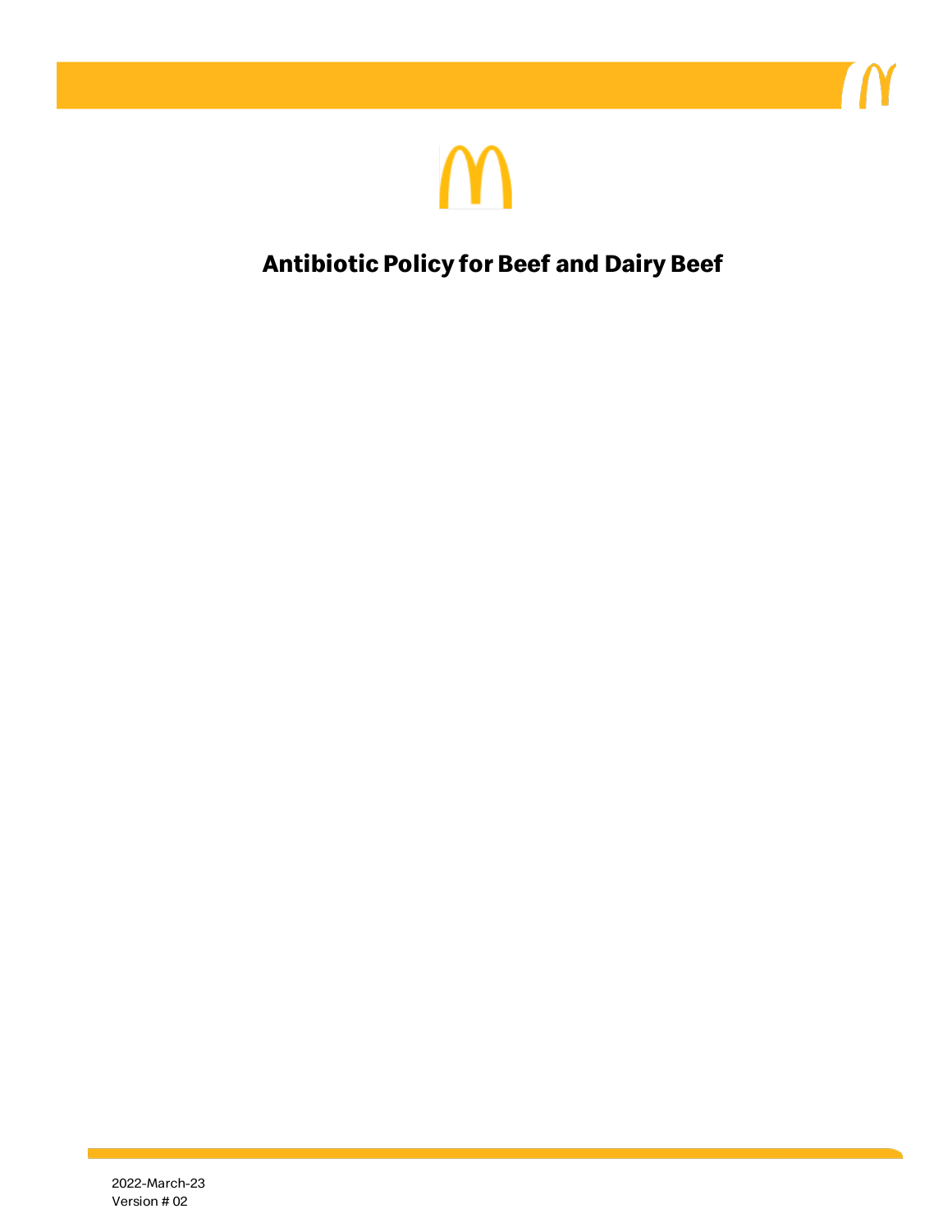# Antibiotic Policy for Beef and Dairy Beef

2022-March-23
Version # 02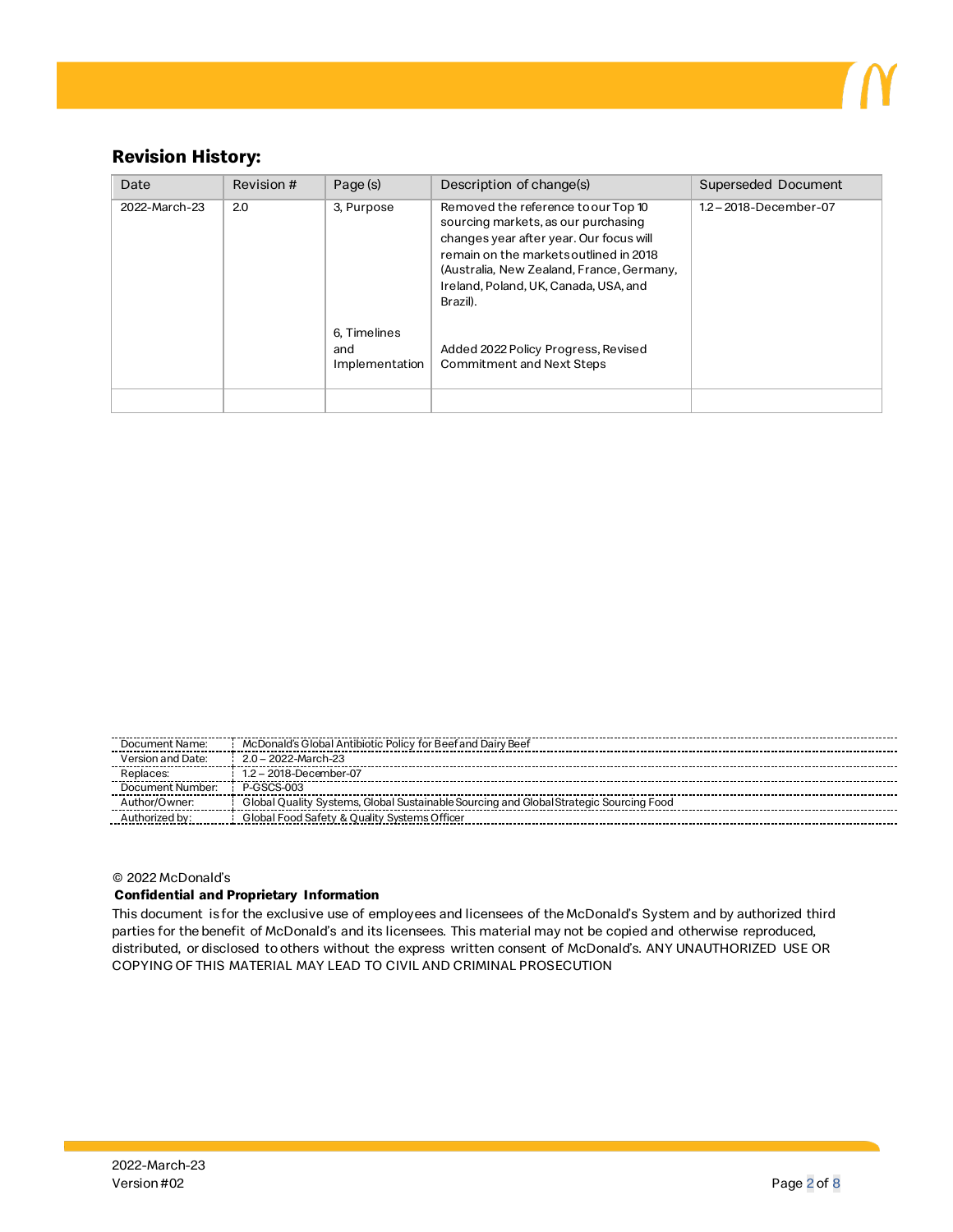## Revision History:

| Date | Revision # | Page (s) | Description of change(s) | Superseded Document |
|---|---|---|---|---|
| 2022-March-23 | 2.0 | 3, Purpose<br><br>6, Timelines and Implementation | Removed the reference to our Top 10 sourcing markets, as our purchasing changes year after year. Our focus will remain on the markets outlined in 2018 (Australia, New Zealand, France, Germany, Ireland, Poland, UK, Canada, USA, and Brazil).<br><br>Added 2022 Policy Progress, Revised Commitment and Next Steps | 1.2 – 2018-December-07 |
| | | | | |

| | |
|---|---|
| Document Name: | McDonald's Global Antibiotic Policy for Beef and Dairy Beef |
| Version and Date: | 2.0 – 2022-March-23 |
| Replaces: | 1.2 – 2018-December-07 |
| Document Number: | P-GSCS-003 |
| Author/Owner: | Global Quality Systems, Global Sustainable Sourcing and Global Strategic Sourcing Food |
| Authorized by: | Global Food Safety & Quality Systems Officer |

© 2022 McDonald's

**Confidential and Proprietary Information**

This document is for the exclusive use of employees and licensees of the McDonald's System and by authorized third parties for the benefit of McDonald's and its licensees. This material may not be copied and otherwise reproduced, distributed, or disclosed to others without the express written consent of McDonald's. ANY UNAUTHORIZED USE OR COPYING OF THIS MATERIAL MAY LEAD TO CIVIL AND CRIMINAL PROSECUTION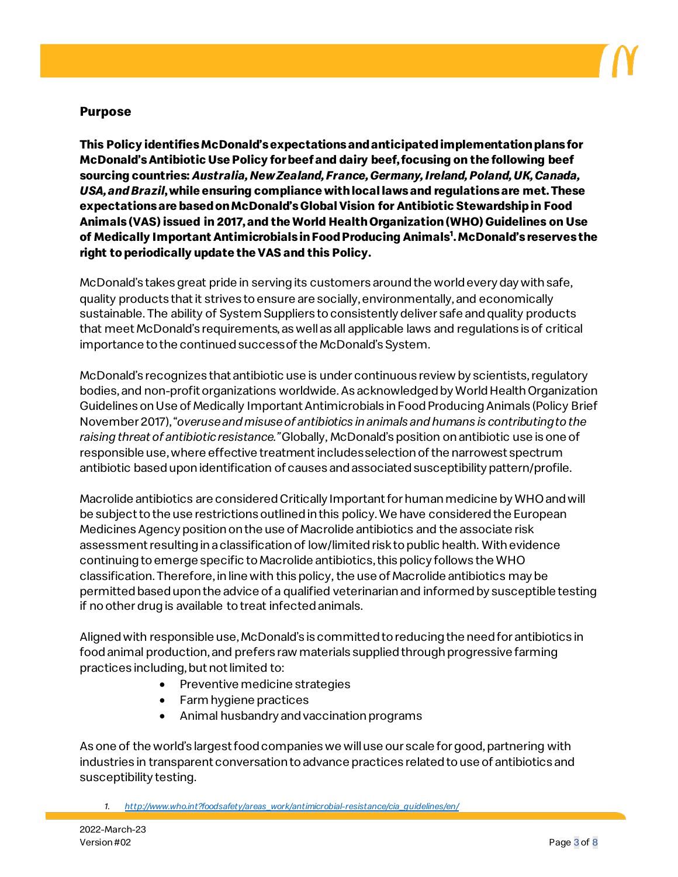## Purpose

**This Policy identifies McDonald's expectations and anticipated implementation plans for McDonald's Antibiotic Use Policy for beef and dairy beef, focusing on the following beef sourcing countries: *Australia, New Zealand, France, Germany, Ireland, Poland, UK, Canada, USA, and Brazil*, while ensuring compliance with local laws and regulations are met. These expectations are based on McDonald's Global Vision for Antibiotic Stewardship in Food Animals (VAS) issued in 2017, and the World Health Organization (WHO) Guidelines on Use of Medically Important Antimicrobials in Food Producing Animals[1]. McDonald's reserves the right to periodically update the VAS and this Policy.**

McDonald's takes great pride in serving its customers around the world every day with safe, quality products that it strives to ensure are socially, environmentally, and economically sustainable. The ability of System Suppliers to consistently deliver safe and quality products that meet McDonald's requirements, as well as all applicable laws and regulations is of critical importance to the continued success of the McDonald's System.

McDonald's recognizes that antibiotic use is under continuous review by scientists, regulatory bodies, and non-profit organizations worldwide. As acknowledged by World Health Organization Guidelines on Use of Medically Important Antimicrobials in Food Producing Animals (Policy Brief November 2017), "*overuse and misuse of antibiotics in animals and humans is contributing to the raising threat of antibiotic resistance.*" Globally, McDonald's position on antibiotic use is one of responsible use, where effective treatment includes selection of the narrowest spectrum antibiotic based upon identification of causes and associated susceptibility pattern/profile.

Macrolide antibiotics are considered Critically Important for human medicine by WHO and will be subject to the use restrictions outlined in this policy. We have considered the European Medicines Agency position on the use of Macrolide antibiotics and the associate risk assessment resulting in a classification of low/limited risk to public health. With evidence continuing to emerge specific to Macrolide antibiotics, this policy follows the WHO classification. Therefore, in line with this policy, the use of Macrolide antibiotics may be permitted based upon the advice of a qualified veterinarian and informed by susceptible testing if no other drug is available to treat infected animals.

Aligned with responsible use, McDonald's is committed to reducing the need for antibiotics in food animal production, and prefers raw materials supplied through progressive farming practices including, but not limited to:

- Preventive medicine strategies
- Farm hygiene practices
- Animal husbandry and vaccination programs

As one of the world's largest food companies we will use our scale for good, partnering with industries in transparent conversation to advance practices related to use of antibiotics and susceptibility testing.

1. [http://www.who.int?foodsafety/areas_work/antimicrobial-resistance/cia_guidelines/en/](http://www.who.int?foodsafety/areas_work/antimicrobial-resistance/cia_guidelines/en/)

2022-March-23
Version #02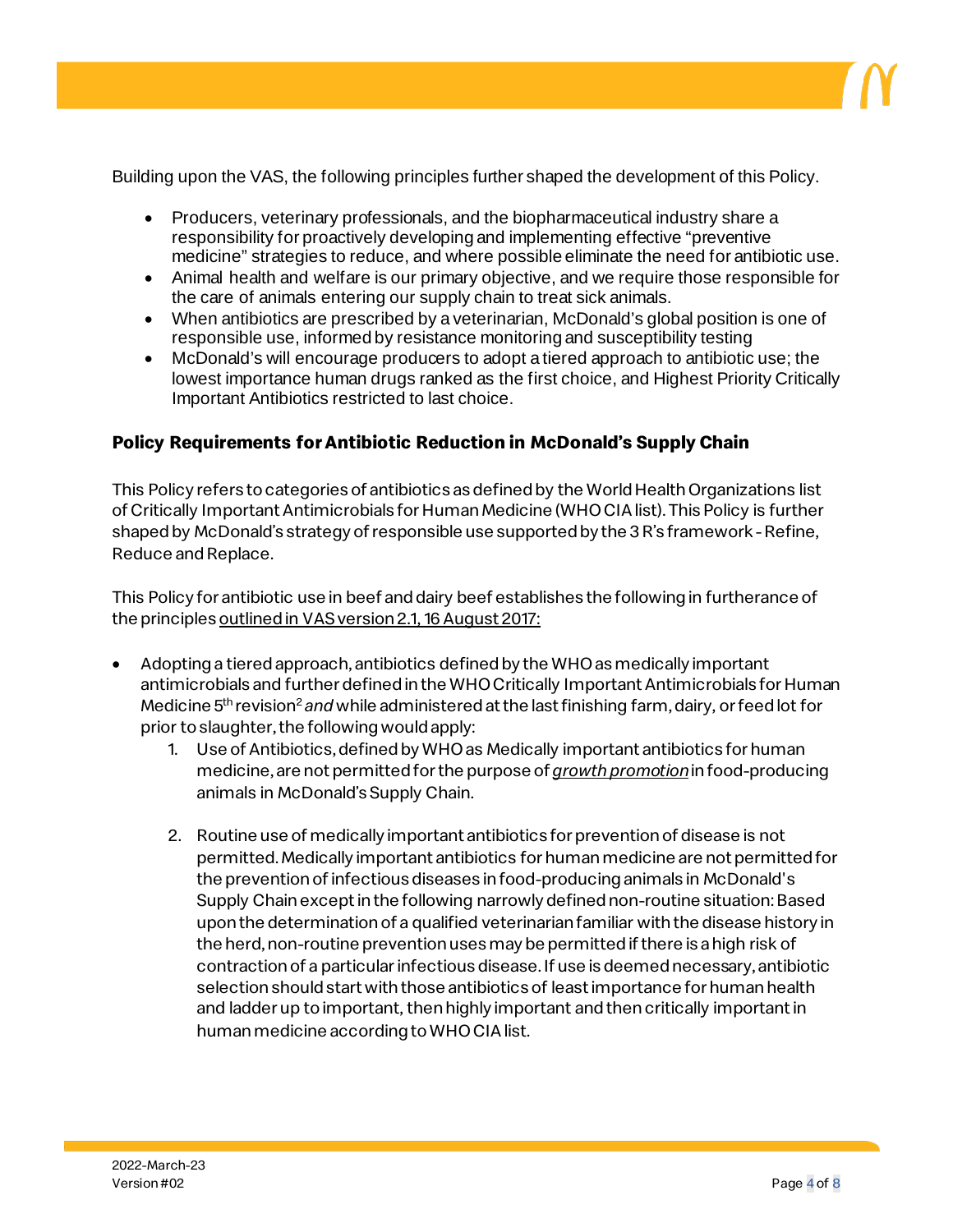Building upon the VAS, the following principles further shaped the development of this Policy.

- Producers, veterinary professionals, and the biopharmaceutical industry share a responsibility for proactively developing and implementing effective "preventive medicine" strategies to reduce, and where possible eliminate the need for antibiotic use.
- Animal health and welfare is our primary objective, and we require those responsible for the care of animals entering our supply chain to treat sick animals.
- When antibiotics are prescribed by a veterinarian, McDonald's global position is one of responsible use, informed by resistance monitoring and susceptibility testing
- McDonald's will encourage producers to adopt a tiered approach to antibiotic use; the lowest importance human drugs ranked as the first choice, and Highest Priority Critically Important Antibiotics restricted to last choice.

### Policy Requirements for Antibiotic Reduction in McDonald's Supply Chain

This Policy refers to categories of antibiotics as defined by the World Health Organizations list of Critically Important Antimicrobials for Human Medicine (WHO CIA list). This Policy is further shaped by McDonald's strategy of responsible use supported by the 3 R's framework - Refine, Reduce and Replace.

This Policy for antibiotic use in beef and dairy beef establishes the following in furtherance of the principles outlined in VAS version 2.1, 16 August 2017:

- Adopting a tiered approach, antibiotics defined by the WHO as medically important antimicrobials and further defined in the WHO Critically Important Antimicrobials for Human Medicine 5th revision[2] *and* while administered at the last finishing farm, dairy, or feed lot for prior to slaughter, the following would apply:
    1. Use of Antibiotics, defined by WHO as Medically important antibiotics for human medicine, are not permitted for the purpose of ***growth promotion*** in food-producing animals in McDonald's Supply Chain.

    2. Routine use of medically important antibiotics for prevention of disease is not permitted. Medically important antibiotics for human medicine are not permitted for the prevention of infectious diseases in food-producing animals in McDonald's Supply Chain except in the following narrowly defined non-routine situation: Based upon the determination of a qualified veterinarian familiar with the disease history in the herd, non-routine prevention uses may be permitted if there is a high risk of contraction of a particular infectious disease. If use is deemed necessary, antibiotic selection should start with those antibiotics of least importance for human health and ladder up to important, then highly important and then critically important in human medicine according to WHO CIA list.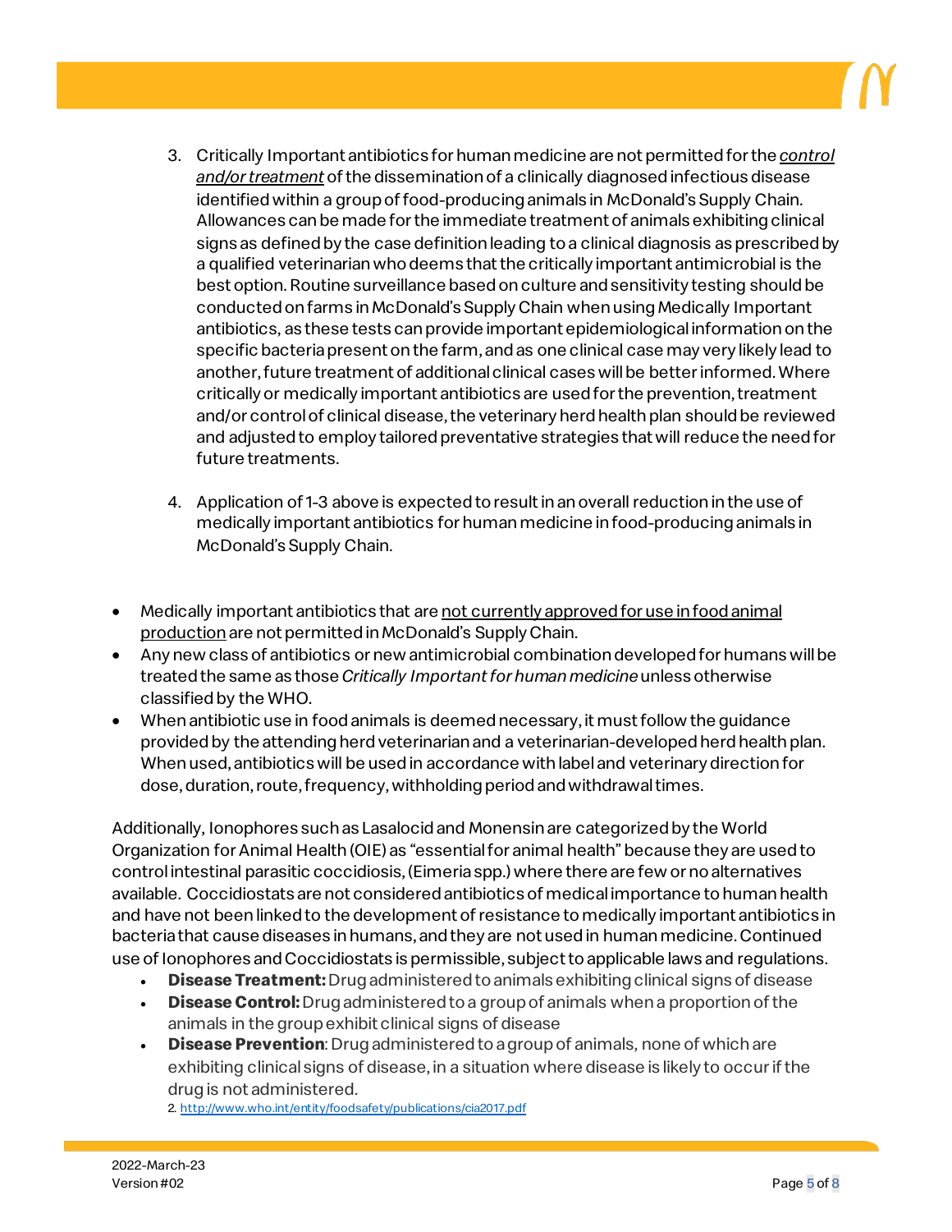3. Critically Important antibiotics for human medicine are not permitted for the <u>*control and/or treatment*</u> of the dissemination of a clinically diagnosed infectious disease identified within a group of food-producing animals in McDonald's Supply Chain. Allowances can be made for the immediate treatment of animals exhibiting clinical signs as defined by the case definition leading to a clinical diagnosis as prescribed by a qualified veterinarian who deems that the critically important antimicrobial is the best option. Routine surveillance based on culture and sensitivity testing should be conducted on farms in McDonald's Supply Chain when using Medically Important antibiotics, as these tests can provide important epidemiological information on the specific bacteria present on the farm, and as one clinical case may very likely lead to another, future treatment of additional clinical cases will be better informed. Where critically or medically important antibiotics are used for the prevention, treatment and/or control of clinical disease, the veterinary herd health plan should be reviewed and adjusted to employ tailored preventative strategies that will reduce the need for future treatments.

4. Application of 1-3 above is expected to result in an overall reduction in the use of medically important antibiotics for human medicine in food-producing animals in McDonald's Supply Chain.

- Medically important antibiotics that are <u>not currently approved for use in food animal production</u> are not permitted in McDonald's Supply Chain.
- Any new class of antibiotics or new antimicrobial combination developed for humans will be treated the same as those *Critically Important for human medicine* unless otherwise classified by the WHO.
- When antibiotic use in food animals is deemed necessary, it must follow the guidance provided by the attending herd veterinarian and a veterinarian-developed herd health plan. When used, antibiotics will be used in accordance with label and veterinary direction for dose, duration, route, frequency, withholding period and withdrawal times.

Additionally, Ionophores such as Lasalocid and Monensin are categorized by the World Organization for Animal Health (OIE) as "essential for animal health" because they are used to control intestinal parasitic coccidiosis, (Eimeria spp.) where there are few or no alternatives available. Coccidiostats are not considered antibiotics of medical importance to human health and have not been linked to the development of resistance to medically important antibiotics in bacteria that cause diseases in humans, and they are not used in human medicine. Continued use of Ionophores and Coccidiostats is permissible, subject to applicable laws and regulations.

- **Disease Treatment:** Drug administered to animals exhibiting clinical signs of disease
- **Disease Control:** Drug administered to a group of animals when a proportion of the animals in the group exhibit clinical signs of disease
- **Disease Prevention**: Drug administered to a group of animals, none of which are exhibiting clinical signs of disease, in a situation where disease is likely to occur if the drug is not administered.

2. http://www.who.int/entity/foodsafety/publications/cia2017.pdf

2022-March-23
Version #02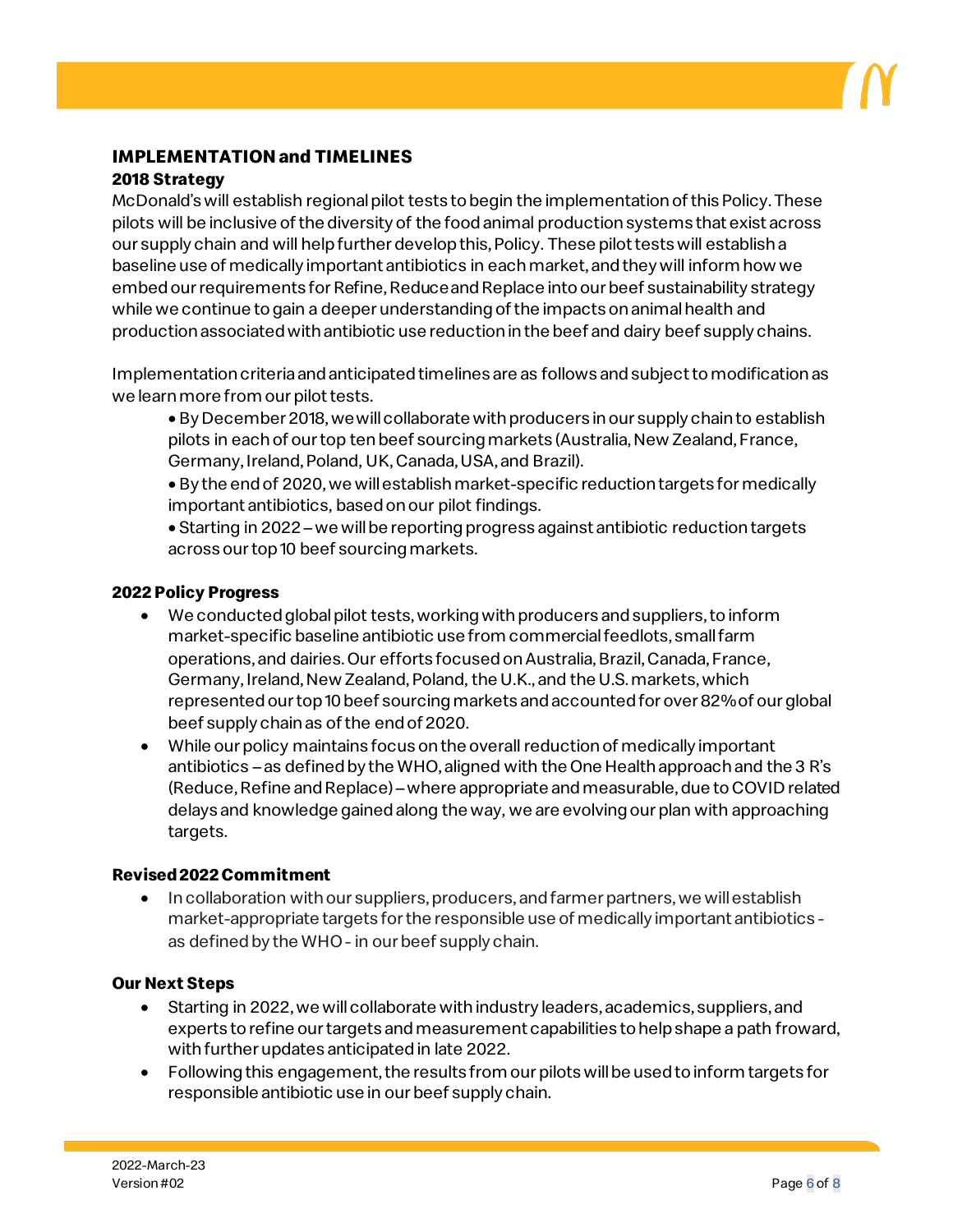## IMPLEMENTATION and TIMELINES

### 2018 Strategy

McDonald's will establish regional pilot tests to begin the implementation of this Policy. These pilots will be inclusive of the diversity of the food animal production systems that exist across our supply chain and will help further develop this, Policy. These pilot tests will establish a baseline use of medically important antibiotics in each market, and they will inform how we embed our requirements for Refine, Reduce and Replace into our beef sustainability strategy while we continue to gain a deeper understanding of the impacts on animal health and production associated with antibiotic use reduction in the beef and dairy beef supply chains.

Implementation criteria and anticipated timelines are as follows and subject to modification as we learn more from our pilot tests.

- By December 2018, we will collaborate with producers in our supply chain to establish pilots in each of our top ten beef sourcing markets (Australia, New Zealand, France, Germany, Ireland, Poland, UK, Canada, USA, and Brazil).
- By the end of 2020, we will establish market-specific reduction targets for medically important antibiotics, based on our pilot findings.
- Starting in 2022 – we will be reporting progress against antibiotic reduction targets across our top 10 beef sourcing markets.

### 2022 Policy Progress

- We conducted global pilot tests, working with producers and suppliers, to inform market-specific baseline antibiotic use from commercial feedlots, small farm operations, and dairies. Our efforts focused on Australia, Brazil, Canada, France, Germany, Ireland, New Zealand, Poland, the U.K., and the U.S. markets, which represented our top 10 beef sourcing markets and accounted for over 82% of our global beef supply chain as of the end of 2020.
- While our policy maintains focus on the overall reduction of medically important antibiotics – as defined by the WHO, aligned with the One Health approach and the 3 R's (Reduce, Refine and Replace) – where appropriate and measurable, due to COVID related delays and knowledge gained along the way, we are evolving our plan with approaching targets.

### Revised 2022 Commitment

- In collaboration with our suppliers, producers, and farmer partners, we will establish market-appropriate targets for the responsible use of medically important antibiotics - as defined by the WHO - in our beef supply chain.

### Our Next Steps

- Starting in 2022, we will collaborate with industry leaders, academics, suppliers, and experts to refine our targets and measurement capabilities to help shape a path froward, with further updates anticipated in late 2022.
- Following this engagement, the results from our pilots will be used to inform targets for responsible antibiotic use in our beef supply chain.

2022-March-23
Version #02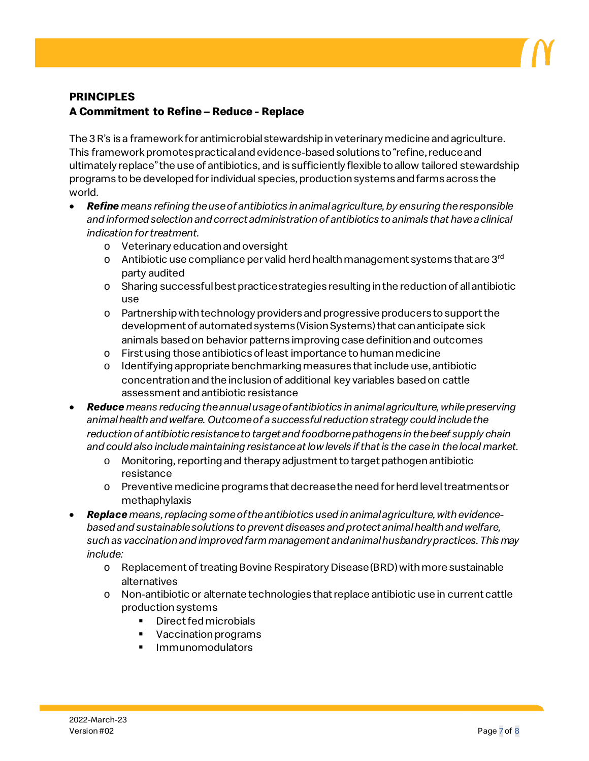## PRINCIPLES

### A Commitment to Refine – Reduce - Replace

The 3 R's is a framework for antimicrobial stewardship in veterinary medicine and agriculture. This framework promotes practical and evidence-based solutions to "refine, reduce and ultimately replace" the use of antibiotics, and is sufficiently flexible to allow tailored stewardship programs to be developed for individual species, production systems and farms across the world.

- ***Refine*** *means refining the use of antibiotics in animal agriculture, by ensuring the responsible and informed selection and correct administration of antibiotics to animals that have a clinical indication for treatment.*
  - Veterinary education and oversight
  - Antibiotic use compliance per valid herd health management systems that are 3rd party audited
  - Sharing successful best practice strategies resulting in the reduction of all antibiotic use
  - Partnership with technology providers and progressive producers to support the development of automated systems (Vision Systems) that can anticipate sick animals based on behavior patterns improving case definition and outcomes
  - First using those antibiotics of least importance to human medicine
  - Identifying appropriate benchmarking measures that include use, antibiotic concentration and the inclusion of additional key variables based on cattle assessment and antibiotic resistance
- ***Reduce*** *means reducing the annual usage of antibiotics in animal agriculture, while preserving animal health and welfare. Outcome of a successful reduction strategy could include the reduction of antibiotic resistance to target and foodborne pathogens in the beef supply chain and could also include maintaining resistance at low levels if that is the case in the local market.*
  - Monitoring, reporting and therapy adjustment to target pathogen antibiotic resistance
  - Preventive medicine programs that decrease the need for herd level treatments or methaphylaxis
- ***Replace*** *means, replacing some of the antibiotics used in animal agriculture, with evidence-based and sustainable solutions to prevent diseases and protect animal health and welfare, such as vaccination and improved farm management and animal husbandry practices. This may include:*
  - Replacement of treating Bovine Respiratory Disease (BRD) with more sustainable alternatives
  - Non-antibiotic or alternate technologies that replace antibiotic use in current cattle production systems
    - Direct fed microbials
    - Vaccination programs
    - Immunomodulators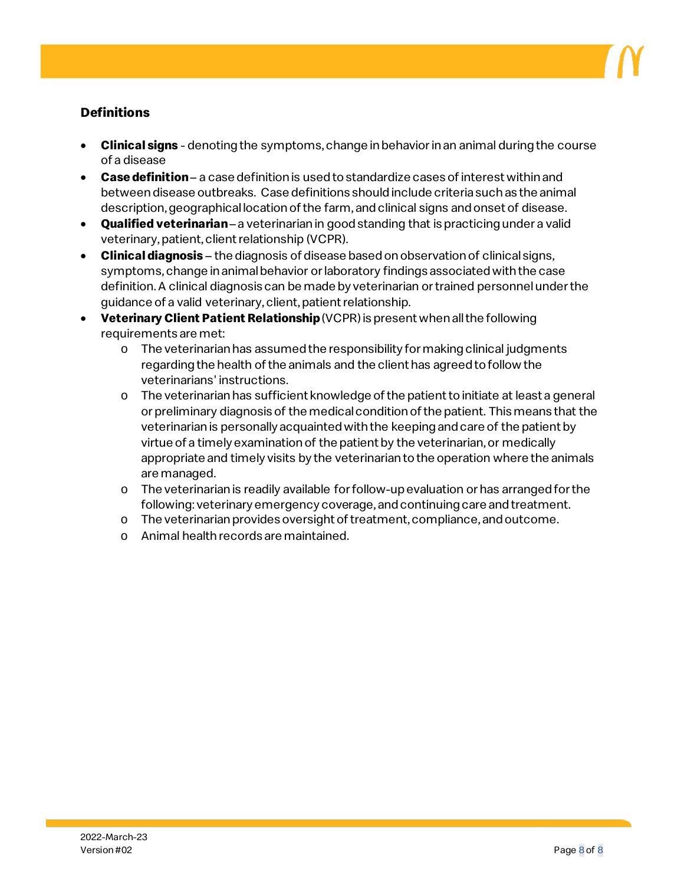## Definitions

- **Clinical signs** - denoting the symptoms, change in behavior in an animal during the course of a disease
- **Case definition** – a case definition is used to standardize cases of interest within and between disease outbreaks. Case definitions should include criteria such as the animal description, geographical location of the farm, and clinical signs and onset of disease.
- **Qualified veterinarian** – a veterinarian in good standing that is practicing under a valid veterinary, patient, client relationship (VCPR).
- **Clinical diagnosis** – the diagnosis of disease based on observation of clinical signs, symptoms, change in animal behavior or laboratory findings associated with the case definition. A clinical diagnosis can be made by veterinarian or trained personnel under the guidance of a valid veterinary, client, patient relationship.
- **Veterinary Client Patient Relationship** (VCPR) is present when all the following requirements are met:
  - The veterinarian has assumed the responsibility for making clinical judgments regarding the health of the animals and the client has agreed to follow the veterinarians' instructions.
  - The veterinarian has sufficient knowledge of the patient to initiate at least a general or preliminary diagnosis of the medical condition of the patient. This means that the veterinarian is personally acquainted with the keeping and care of the patient by virtue of a timely examination of the patient by the veterinarian, or medically appropriate and timely visits by the veterinarian to the operation where the animals are managed.
  - The veterinarian is readily available for follow-up evaluation or has arranged for the following: veterinary emergency coverage, and continuing care and treatment.
  - The veterinarian provides oversight of treatment, compliance, and outcome.
  - Animal health records are maintained.